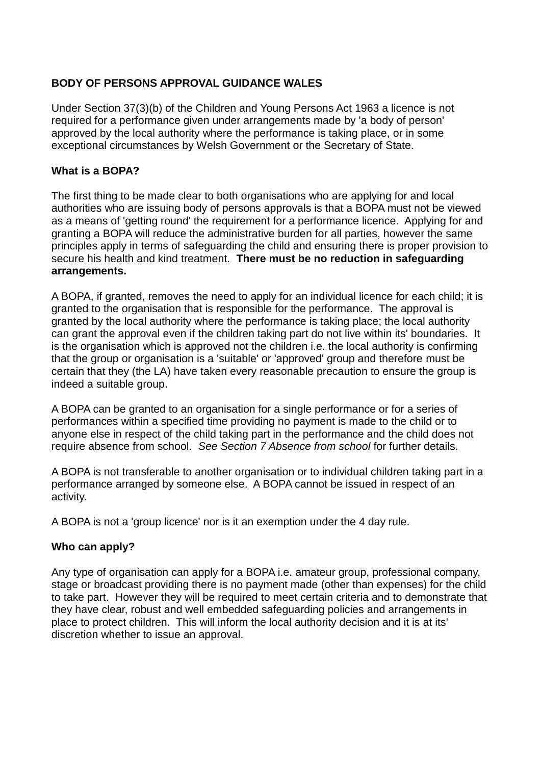# BODY OF PERSONS APPROVAL GUIDANCE WALES

Under Section 37(3)(b) of the Children and Young Persons Act 1963 a licence is not required for a performance given under arrangements made by 'a body of person' approved by the local authority where the performance is taking place, or in some exceptional circumstances by Welsh Government or the Secretary of State.

## What is a BOPA?

The first thing to be made clear to both organisations who are applying for and local authorities who are issuing body of persons approvals is that a BOPA must not be viewed as a means of 'getting round' the requirement for a performance licence. Applying for and granting a BOPA will reduce the administrative burden for all parties, however the same principles apply in terms of safeguarding the child and ensuring there is proper provision to secure his health and kind treatment. **There must be no reduction in safeguarding arrangements.**

A BOPA, if granted, removes the need to apply for an individual licence for each child; it is granted to the organisation that is responsible for the performance. The approval is granted by the local authority where the performance is taking place; the local authority can grant the approval even if the children taking part do not live within its' boundaries. It is the organisation which is approved not the children i.e. the local authority is confirming that the group or organisation is a 'suitable' or 'approved' group and therefore must be certain that they (the LA) have taken every reasonable precaution to ensure the group is indeed a suitable group.

A BOPA can be granted to an organisation for a single performance or for a series of performances within a specified time providing no payment is made to the child or to anyone else in respect of the child taking part in the performance and the child does not require absence from school. *See Section 7 Absence from school* for further details.

A BOPA is not transferable to another organisation or to individual children taking part in a performance arranged by someone else. A BOPA cannot be issued in respect of an activity.

A BOPA is not a 'group licence' nor is it an exemption under the 4 day rule.

## Who can apply?

Any type of organisation can apply for a BOPA i.e. amateur group, professional company, stage or broadcast providing there is no payment made (other than expenses) for the child to take part. However they will be required to meet certain criteria and to demonstrate that they have clear, robust and well embedded safeguarding policies and arrangements in place to protect children. This will inform the local authority decision and it is at its' discretion whether to issue an approval.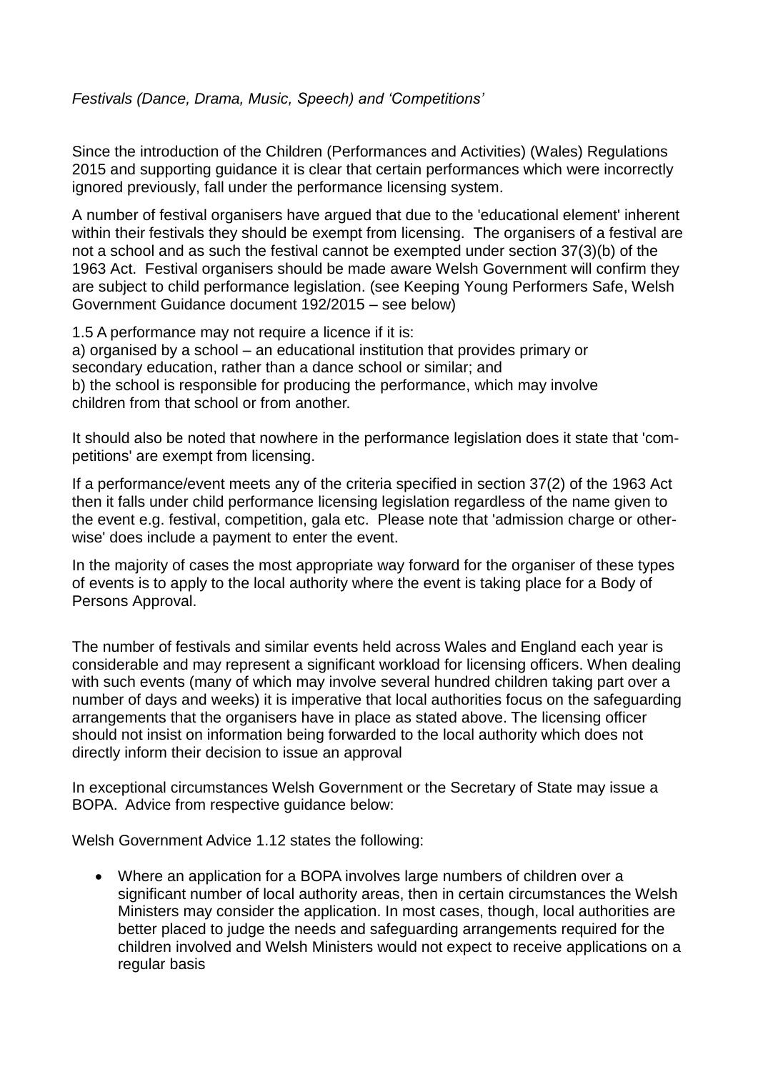*Festivals (Dance, Drama, Music, Speech) and 'Competitions'*

Since the introduction of the Children (Performances and Activities) (Wales) Regulations 2015 and supporting guidance it is clear that certain performances which were incorrectly ignored previously, fall under the performance licensing system.

A number of festival organisers have argued that due to the 'educational element' inherent within their festivals they should be exempt from licensing. The organisers of a festival are not a school and as such the festival cannot be exempted under section 37(3)(b) of the 1963 Act. Festival organisers should be made aware Welsh Government will confirm they are subject to child performance legislation. (see Keeping Young Performers Safe, Welsh Government Guidance document 192/2015 – see below)

1.5 A performance may not require a licence if it is:
a) organised by a school – an educational institution that provides primary or secondary education, rather than a dance school or similar; and
b) the school is responsible for producing the performance, which may involve children from that school or from another.

It should also be noted that nowhere in the performance legislation does it state that 'competitions' are exempt from licensing.

If a performance/event meets any of the criteria specified in section 37(2) of the 1963 Act then it falls under child performance licensing legislation regardless of the name given to the event e.g. festival, competition, gala etc. Please note that 'admission charge or otherwise' does include a payment to enter the event.

In the majority of cases the most appropriate way forward for the organiser of these types of events is to apply to the local authority where the event is taking place for a Body of Persons Approval.

The number of festivals and similar events held across Wales and England each year is considerable and may represent a significant workload for licensing officers. When dealing with such events (many of which may involve several hundred children taking part over a number of days and weeks) it is imperative that local authorities focus on the safeguarding arrangements that the organisers have in place as stated above. The licensing officer should not insist on information being forwarded to the local authority which does not directly inform their decision to issue an approval

In exceptional circumstances Welsh Government or the Secretary of State may issue a BOPA. Advice from respective guidance below:

Welsh Government Advice 1.12 states the following:

- Where an application for a BOPA involves large numbers of children over a significant number of local authority areas, then in certain circumstances the Welsh Ministers may consider the application. In most cases, though, local authorities are better placed to judge the needs and safeguarding arrangements required for the children involved and Welsh Ministers would not expect to receive applications on a regular basis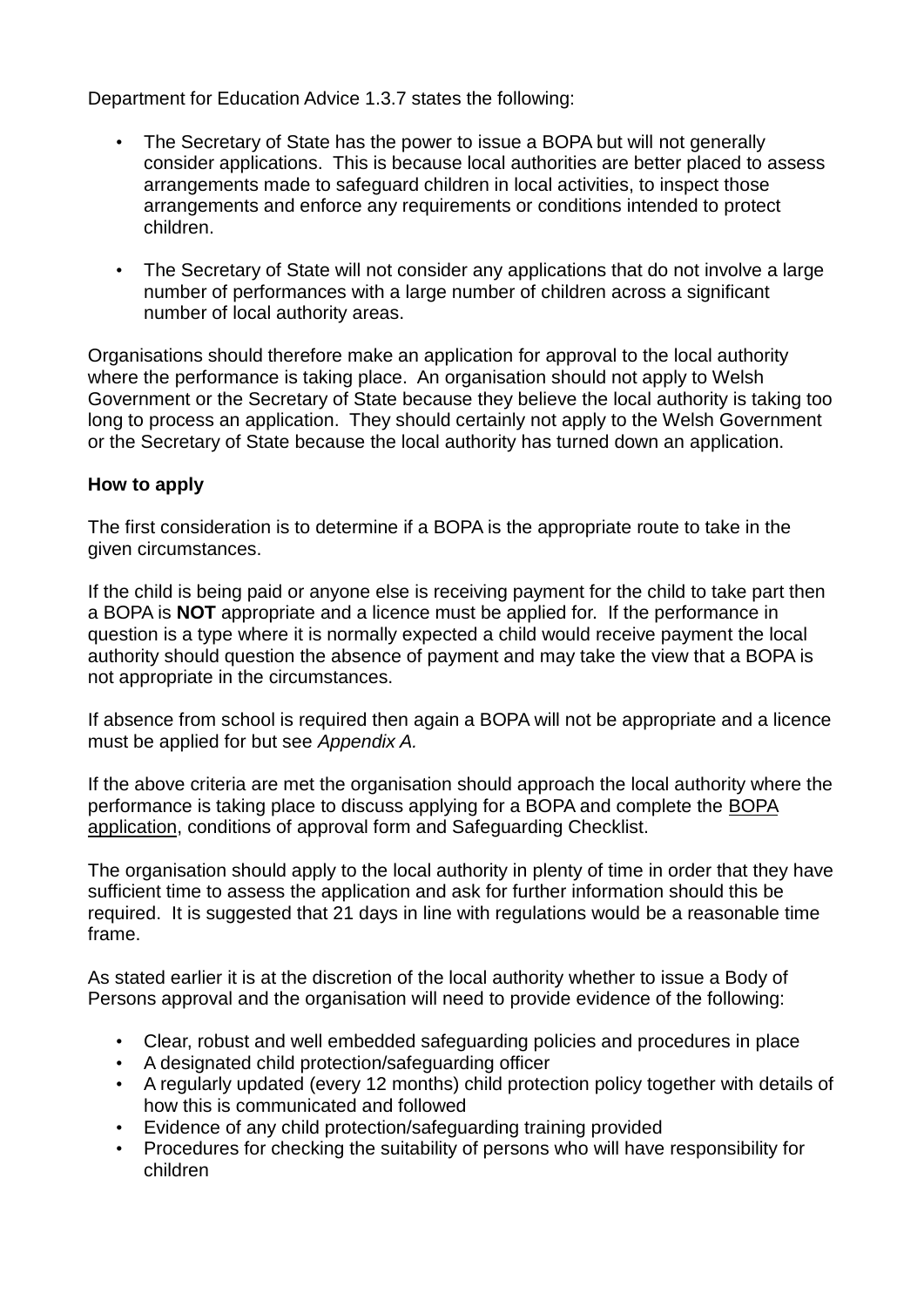Department for Education Advice 1.3.7 states the following:

- The Secretary of State has the power to issue a BOPA but will not generally consider applications. This is because local authorities are better placed to assess arrangements made to safeguard children in local activities, to inspect those arrangements and enforce any requirements or conditions intended to protect children.

- The Secretary of State will not consider any applications that do not involve a large number of performances with a large number of children across a significant number of local authority areas.

Organisations should therefore make an application for approval to the local authority where the performance is taking place. An organisation should not apply to Welsh Government or the Secretary of State because they believe the local authority is taking too long to process an application. They should certainly not apply to the Welsh Government or the Secretary of State because the local authority has turned down an application.

**How to apply**

The first consideration is to determine if a BOPA is the appropriate route to take in the given circumstances.

If the child is being paid or anyone else is receiving payment for the child to take part then a BOPA is **NOT** appropriate and a licence must be applied for. If the performance in question is a type where it is normally expected a child would receive payment the local authority should question the absence of payment and may take the view that a BOPA is not appropriate in the circumstances.

If absence from school is required then again a BOPA will not be appropriate and a licence must be applied for but see *Appendix A.*

If the above criteria are met the organisation should approach the local authority where the performance is taking place to discuss applying for a BOPA and complete the BOPA application, conditions of approval form and Safeguarding Checklist.

The organisation should apply to the local authority in plenty of time in order that they have sufficient time to assess the application and ask for further information should this be required. It is suggested that 21 days in line with regulations would be a reasonable time frame.

As stated earlier it is at the discretion of the local authority whether to issue a Body of Persons approval and the organisation will need to provide evidence of the following:

- Clear, robust and well embedded safeguarding policies and procedures in place
- A designated child protection/safeguarding officer
- A regularly updated (every 12 months) child protection policy together with details of how this is communicated and followed
- Evidence of any child protection/safeguarding training provided
- Procedures for checking the suitability of persons who will have responsibility for children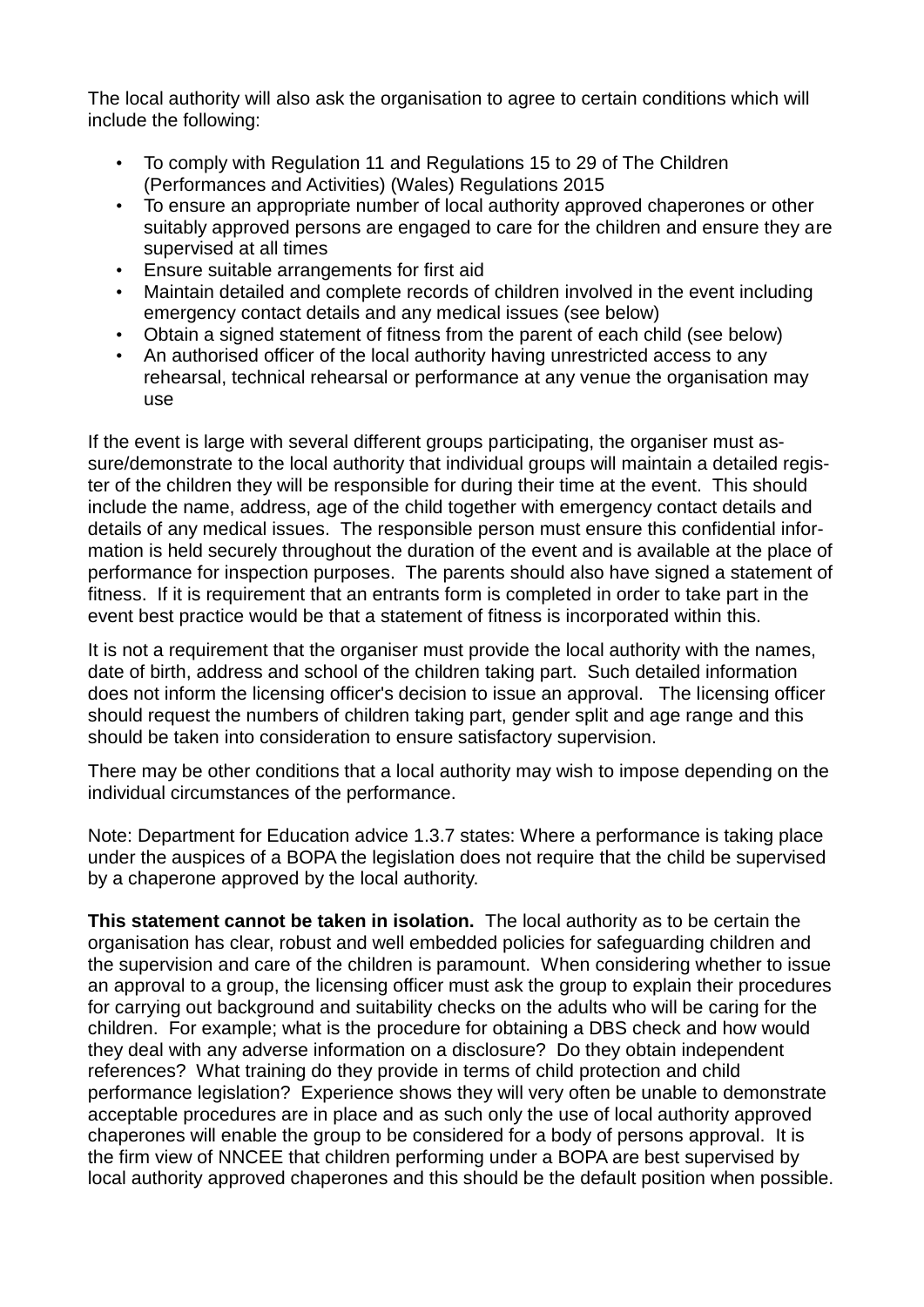The local authority will also ask the organisation to agree to certain conditions which will include the following:

- To comply with Regulation 11 and Regulations 15 to 29 of The Children (Performances and Activities) (Wales) Regulations 2015
- To ensure an appropriate number of local authority approved chaperones or other suitably approved persons are engaged to care for the children and ensure they are supervised at all times
- Ensure suitable arrangements for first aid
- Maintain detailed and complete records of children involved in the event including emergency contact details and any medical issues (see below)
- Obtain a signed statement of fitness from the parent of each child (see below)
- An authorised officer of the local authority having unrestricted access to any rehearsal, technical rehearsal or performance at any venue the organisation may use

If the event is large with several different groups participating, the organiser must assure/demonstrate to the local authority that individual groups will maintain a detailed register of the children they will be responsible for during their time at the event. This should include the name, address, age of the child together with emergency contact details and details of any medical issues. The responsible person must ensure this confidential information is held securely throughout the duration of the event and is available at the place of performance for inspection purposes. The parents should also have signed a statement of fitness. If it is requirement that an entrants form is completed in order to take part in the event best practice would be that a statement of fitness is incorporated within this.

It is not a requirement that the organiser must provide the local authority with the names, date of birth, address and school of the children taking part. Such detailed information does not inform the licensing officer's decision to issue an approval. The licensing officer should request the numbers of children taking part, gender split and age range and this should be taken into consideration to ensure satisfactory supervision.

There may be other conditions that a local authority may wish to impose depending on the individual circumstances of the performance.

Note: Department for Education advice 1.3.7 states: Where a performance is taking place under the auspices of a BOPA the legislation does not require that the child be supervised by a chaperone approved by the local authority.

**This statement cannot be taken in isolation.** The local authority as to be certain the organisation has clear, robust and well embedded policies for safeguarding children and the supervision and care of the children is paramount. When considering whether to issue an approval to a group, the licensing officer must ask the group to explain their procedures for carrying out background and suitability checks on the adults who will be caring for the children. For example; what is the procedure for obtaining a DBS check and how would they deal with any adverse information on a disclosure? Do they obtain independent references? What training do they provide in terms of child protection and child performance legislation? Experience shows they will very often be unable to demonstrate acceptable procedures are in place and as such only the use of local authority approved chaperones will enable the group to be considered for a body of persons approval. It is the firm view of NNCEE that children performing under a BOPA are best supervised by local authority approved chaperones and this should be the default position when possible.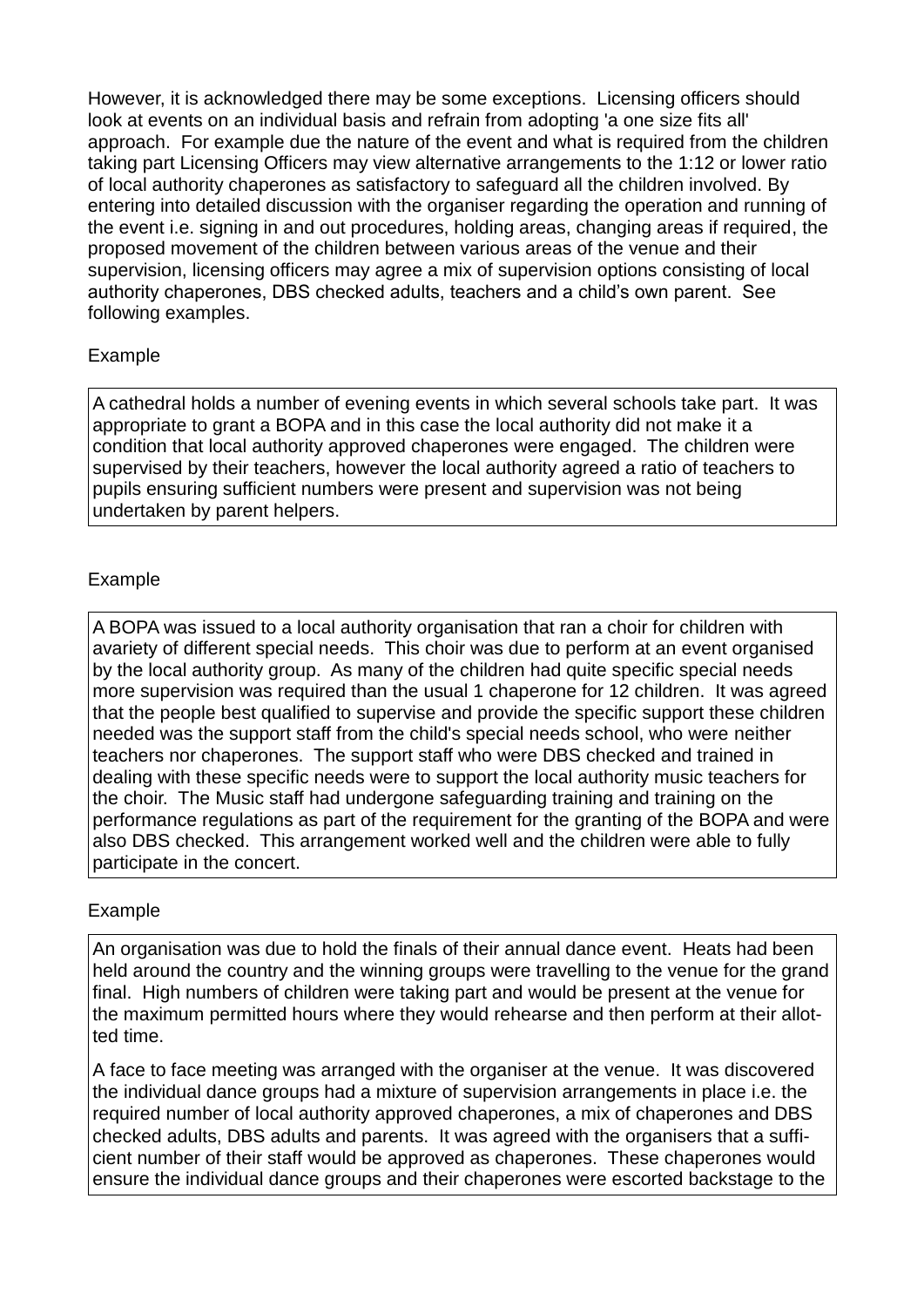However, it is acknowledged there may be some exceptions. Licensing officers should look at events on an individual basis and refrain from adopting 'a one size fits all' approach. For example due the nature of the event and what is required from the children taking part Licensing Officers may view alternative arrangements to the 1:12 or lower ratio of local authority chaperones as satisfactory to safeguard all the children involved. By entering into detailed discussion with the organiser regarding the operation and running of the event i.e. signing in and out procedures, holding areas, changing areas if required, the proposed movement of the children between various areas of the venue and their supervision, licensing officers may agree a mix of supervision options consisting of local authority chaperones, DBS checked adults, teachers and a child's own parent. See following examples.

Example

> A cathedral holds a number of evening events in which several schools take part. It was appropriate to grant a BOPA and in this case the local authority did not make it a condition that local authority approved chaperones were engaged. The children were supervised by their teachers, however the local authority agreed a ratio of teachers to pupils ensuring sufficient numbers were present and supervision was not being undertaken by parent helpers.

Example

> A BOPA was issued to a local authority organisation that ran a choir for children with avariety of different special needs. This choir was due to perform at an event organised by the local authority group. As many of the children had quite specific special needs more supervision was required than the usual 1 chaperone for 12 children. It was agreed that the people best qualified to supervise and provide the specific support these children needed was the support staff from the child's special needs school, who were neither teachers nor chaperones. The support staff who were DBS checked and trained in dealing with these specific needs were to support the local authority music teachers for the choir. The Music staff had undergone safeguarding training and training on the performance regulations as part of the requirement for the granting of the BOPA and were also DBS checked. This arrangement worked well and the children were able to fully participate in the concert.

Example

> An organisation was due to hold the finals of their annual dance event. Heats had been held around the country and the winning groups were travelling to the venue for the grand final. High numbers of children were taking part and would be present at the venue for the maximum permitted hours where they would rehearse and then perform at their allotted time.
>
> A face to face meeting was arranged with the organiser at the venue. It was discovered the individual dance groups had a mixture of supervision arrangements in place i.e. the required number of local authority approved chaperones, a mix of chaperones and DBS checked adults, DBS adults and parents. It was agreed with the organisers that a sufficient number of their staff would be approved as chaperones. These chaperones would ensure the individual dance groups and their chaperones were escorted backstage to the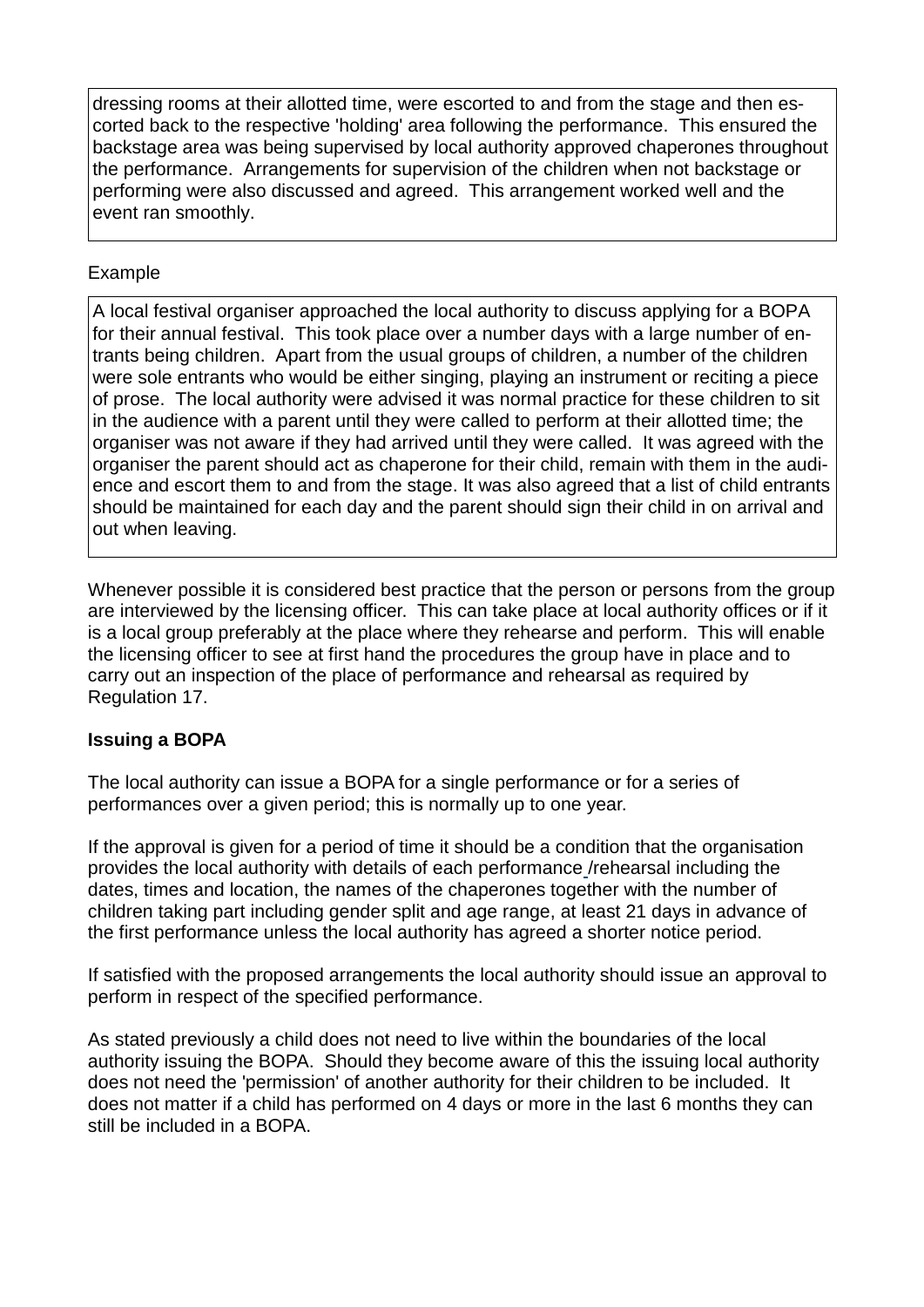dressing rooms at their allotted time, were escorted to and from the stage and then escorted back to the respective 'holding' area following the performance. This ensured the backstage area was being supervised by local authority approved chaperones throughout the performance. Arrangements for supervision of the children when not backstage or performing were also discussed and agreed. This arrangement worked well and the event ran smoothly.

Example

A local festival organiser approached the local authority to discuss applying for a BOPA for their annual festival. This took place over a number days with a large number of entrants being children. Apart from the usual groups of children, a number of the children were sole entrants who would be either singing, playing an instrument or reciting a piece of prose. The local authority were advised it was normal practice for these children to sit in the audience with a parent until they were called to perform at their allotted time; the organiser was not aware if they had arrived until they were called. It was agreed with the organiser the parent should act as chaperone for their child, remain with them in the audience and escort them to and from the stage. It was also agreed that a list of child entrants should be maintained for each day and the parent should sign their child in on arrival and out when leaving.

Whenever possible it is considered best practice that the person or persons from the group are interviewed by the licensing officer. This can take place at local authority offices or if it is a local group preferably at the place where they rehearse and perform. This will enable the licensing officer to see at first hand the procedures the group have in place and to carry out an inspection of the place of performance and rehearsal as required by Regulation 17.

**Issuing a BOPA**

The local authority can issue a BOPA for a single performance or for a series of performances over a given period; this is normally up to one year.

If the approval is given for a period of time it should be a condition that the organisation provides the local authority with details of each performance /rehearsal including the dates, times and location, the names of the chaperones together with the number of children taking part including gender split and age range, at least 21 days in advance of the first performance unless the local authority has agreed a shorter notice period.

If satisfied with the proposed arrangements the local authority should issue an approval to perform in respect of the specified performance.

As stated previously a child does not need to live within the boundaries of the local authority issuing the BOPA. Should they become aware of this the issuing local authority does not need the 'permission' of another authority for their children to be included. It does not matter if a child has performed on 4 days or more in the last 6 months they can still be included in a BOPA.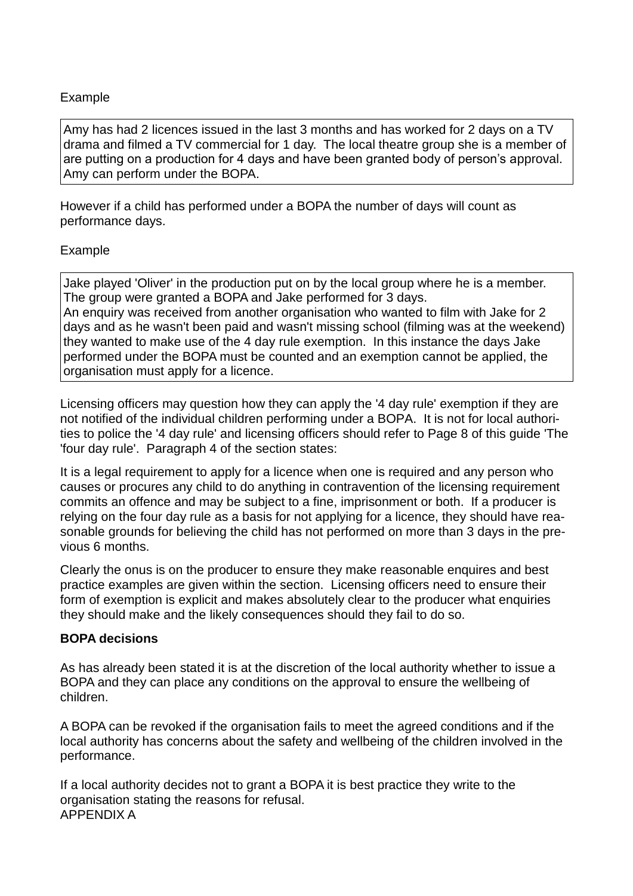Example

> Amy has had 2 licences issued in the last 3 months and has worked for 2 days on a TV drama and filmed a TV commercial for 1 day. The local theatre group she is a member of are putting on a production for 4 days and have been granted body of person's approval. Amy can perform under the BOPA.

However if a child has performed under a BOPA the number of days will count as performance days.

Example

> Jake played 'Oliver' in the production put on by the local group where he is a member. The group were granted a BOPA and Jake performed for 3 days.
> An enquiry was received from another organisation who wanted to film with Jake for 2 days and as he wasn't been paid and wasn't missing school (filming was at the weekend) they wanted to make use of the 4 day rule exemption. In this instance the days Jake performed under the BOPA must be counted and an exemption cannot be applied, the organisation must apply for a licence.

Licensing officers may question how they can apply the '4 day rule' exemption if they are not notified of the individual children performing under a BOPA. It is not for local authorities to police the '4 day rule' and licensing officers should refer to Page 8 of this guide 'The 'four day rule'. Paragraph 4 of the section states:

It is a legal requirement to apply for a licence when one is required and any person who causes or procures any child to do anything in contravention of the licensing requirement commits an offence and may be subject to a fine, imprisonment or both. If a producer is relying on the four day rule as a basis for not applying for a licence, they should have reasonable grounds for believing the child has not performed on more than 3 days in the previous 6 months.

Clearly the onus is on the producer to ensure they make reasonable enquires and best practice examples are given within the section. Licensing officers need to ensure their form of exemption is explicit and makes absolutely clear to the producer what enquiries they should make and the likely consequences should they fail to do so.

**BOPA decisions**

As has already been stated it is at the discretion of the local authority whether to issue a BOPA and they can place any conditions on the approval to ensure the wellbeing of children.

A BOPA can be revoked if the organisation fails to meet the agreed conditions and if the local authority has concerns about the safety and wellbeing of the children involved in the performance.

If a local authority decides not to grant a BOPA it is best practice they write to the organisation stating the reasons for refusal.
APPENDIX A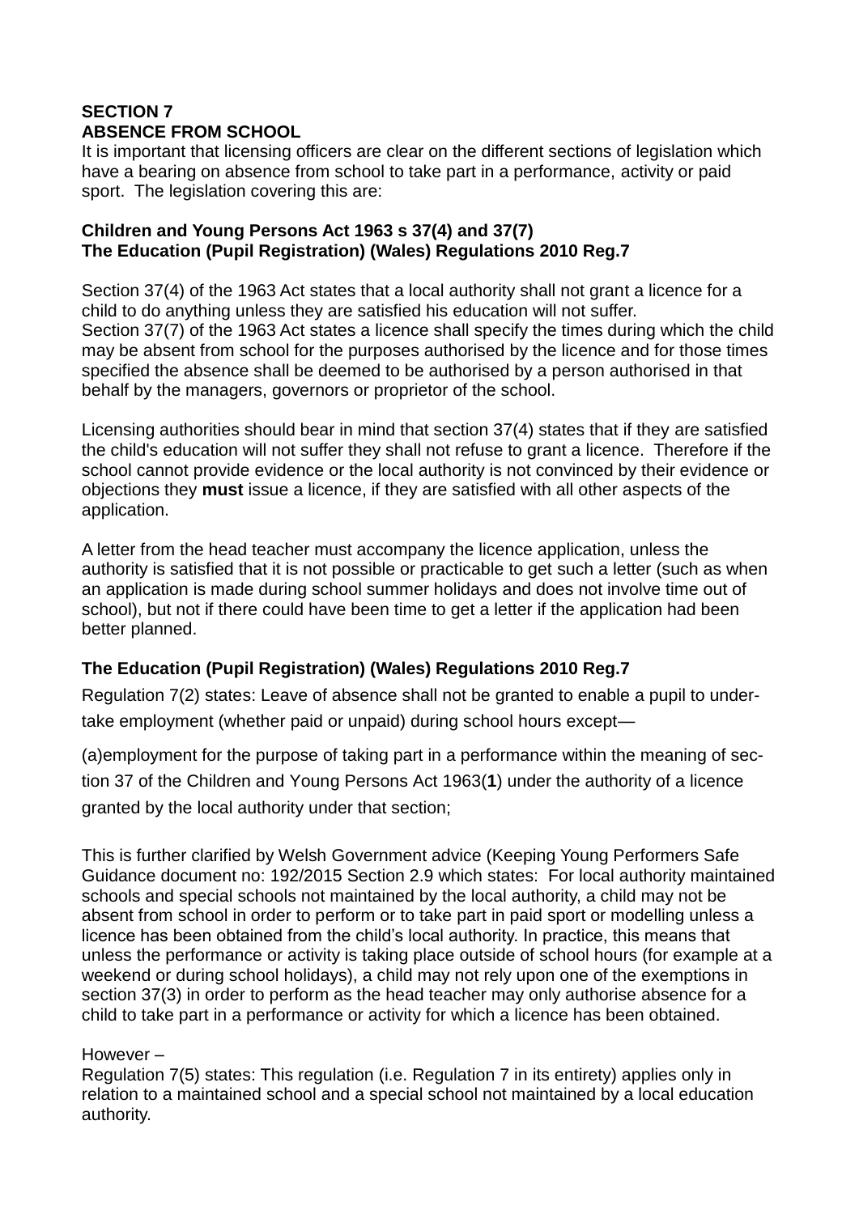## SECTION 7
## ABSENCE FROM SCHOOL

It is important that licensing officers are clear on the different sections of legislation which have a bearing on absence from school to take part in a performance, activity or paid sport. The legislation covering this are:

**Children and Young Persons Act 1963 s 37(4) and 37(7)**
**The Education (Pupil Registration) (Wales) Regulations 2010 Reg.7**

Section 37(4) of the 1963 Act states that a local authority shall not grant a licence for a child to do anything unless they are satisfied his education will not suffer.
Section 37(7) of the 1963 Act states a licence shall specify the times during which the child may be absent from school for the purposes authorised by the licence and for those times specified the absence shall be deemed to be authorised by a person authorised in that behalf by the managers, governors or proprietor of the school.

Licensing authorities should bear in mind that section 37(4) states that if they are satisfied the child's education will not suffer they shall not refuse to grant a licence. Therefore if the school cannot provide evidence or the local authority is not convinced by their evidence or objections they **must** issue a licence, if they are satisfied with all other aspects of the application.

A letter from the head teacher must accompany the licence application, unless the authority is satisfied that it is not possible or practicable to get such a letter (such as when an application is made during school summer holidays and does not involve time out of school), but not if there could have been time to get a letter if the application had been better planned.

**The Education (Pupil Registration) (Wales) Regulations 2010 Reg.7**

Regulation 7(2) states: Leave of absence shall not be granted to enable a pupil to under-take employment (whether paid or unpaid) during school hours except—

(a)employment for the purpose of taking part in a performance within the meaning of sec-tion 37 of the Children and Young Persons Act 1963(**1**) under the authority of a licence granted by the local authority under that section;

This is further clarified by Welsh Government advice (Keeping Young Performers Safe Guidance document no: 192/2015 Section 2.9 which states: For local authority maintained schools and special schools not maintained by the local authority, a child may not be absent from school in order to perform or to take part in paid sport or modelling unless a licence has been obtained from the child's local authority. In practice, this means that unless the performance or activity is taking place outside of school hours (for example at a weekend or during school holidays), a child may not rely upon one of the exemptions in section 37(3) in order to perform as the head teacher may only authorise absence for a child to take part in a performance or activity for which a licence has been obtained.

However –
Regulation 7(5) states: This regulation (i.e. Regulation 7 in its entirety) applies only in relation to a maintained school and a special school not maintained by a local education authority.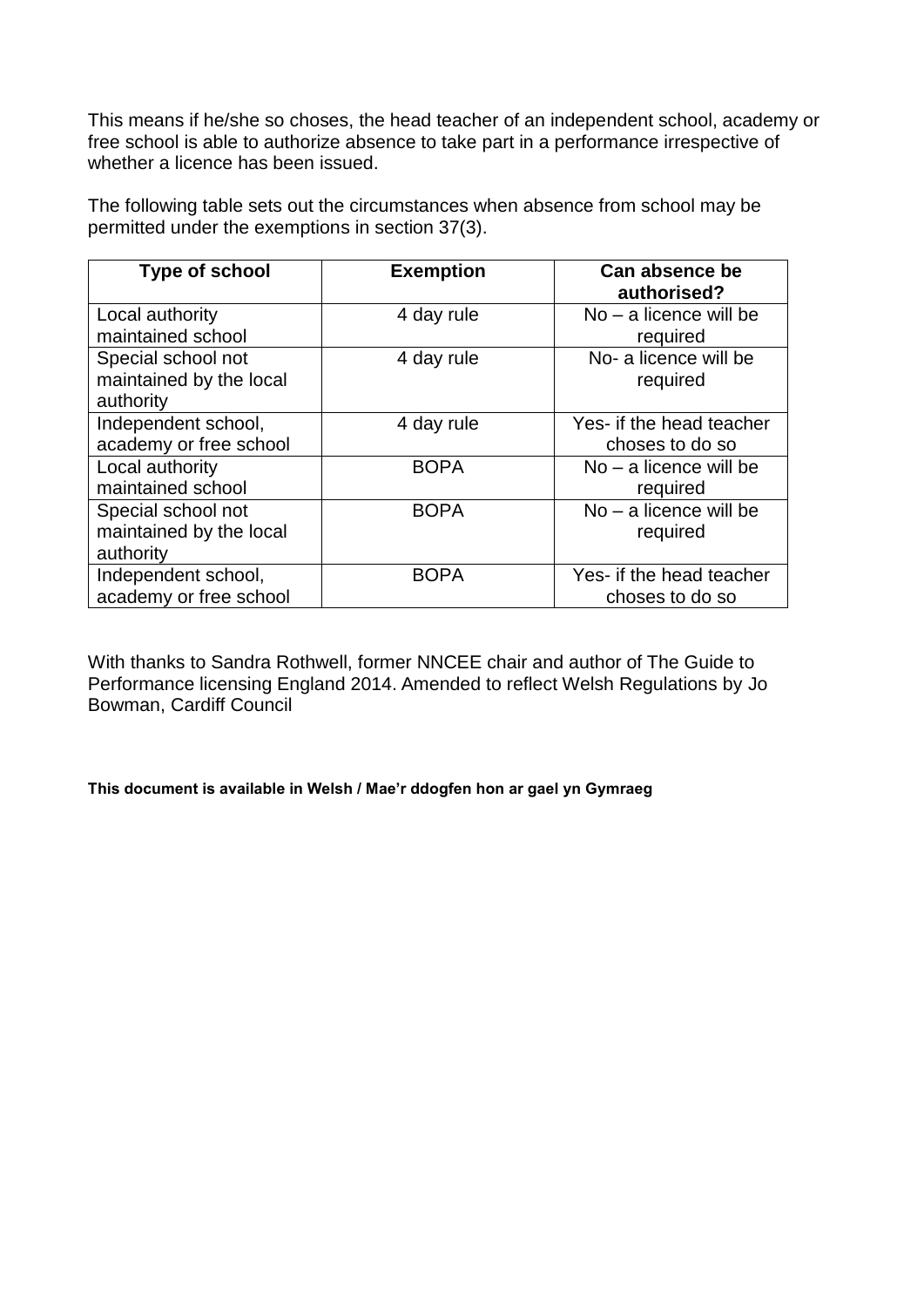This means if he/she so choses, the head teacher of an independent school, academy or free school is able to authorize absence to take part in a performance irrespective of whether a licence has been issued.

The following table sets out the circumstances when absence from school may be permitted under the exemptions in section 37(3).

| Type of school | Exemption | Can absence be authorised? |
|---|---|---|
| Local authority maintained school | 4 day rule | No – a licence will be required |
| Special school not maintained by the local authority | 4 day rule | No- a licence will be required |
| Independent school, academy or free school | 4 day rule | Yes- if the head teacher choses to do so |
| Local authority maintained school | BOPA | No – a licence will be required |
| Special school not maintained by the local authority | BOPA | No – a licence will be required |
| Independent school, academy or free school | BOPA | Yes- if the head teacher choses to do so |

With thanks to Sandra Rothwell, former NNCEE chair and author of The Guide to Performance licensing England 2014. Amended to reflect Welsh Regulations by Jo Bowman, Cardiff Council

**This document is available in Welsh / Mae'r ddogfen hon ar gael yn Gymraeg**